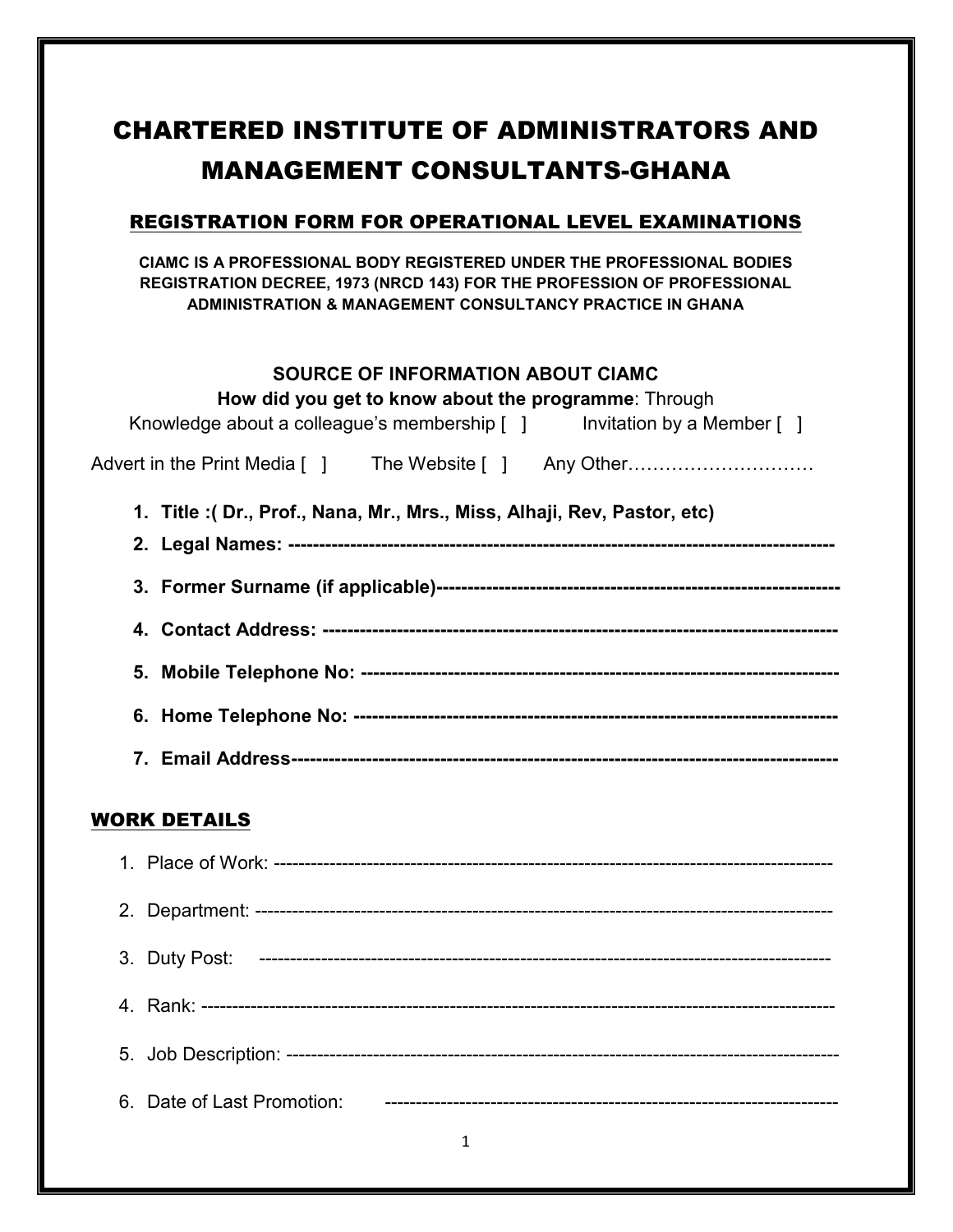# CHARTERED INSTITUTE OF ADMINISTRATORS AND MANAGEMENT CONSULTANTS-GHANA

## REGISTRATION FORM FOR OPERATIONAL LEVEL EXAMINATIONS

**CIAMC IS A PROFESSIONAL BODY REGISTERED UNDER THE PROFESSIONAL BODIES REGISTRATION DECREE, 1973 (NRCD 143) FOR THE PROFESSION OF PROFESSIONAL ADMINISTRATION & MANAGEMENT CONSULTANCY PRACTICE IN GHANA**

**SOURCE OF INFORMATION ABOUT CIAMC**

**How did you get to know about the programme**: Through

Knowledge about a colleague's membership [ ]     Invitation by a Member [ ]

Advert in the Print Media [ ]     The Website [ ]     Any Other…………………………

1. **Title :( Dr., Prof., Nana, Mr., Mrs., Miss, Alhaji, Rev, Pastor, etc)**
2. **Legal Names: -----------------------------------------------------------------------------------**
3. **Former Surname (if applicable)---------------------------------------------------------------**
4. **Contact Address: ------------------------------------------------------------------------------**
5. **Mobile Telephone No: -------------------------------------------------------------------------**
6. **Home Telephone No: ---------------------------------------------------------------------------**
7. **Email Address------------------------------------------------------------------------------------**

## WORK DETAILS

1. Place of Work: ---------------------------------------------------------------------------------------
2. Department: -----------------------------------------------------------------------------------------
3. Duty Post: ------------------------------------------------------------------------------------------
4. Rank: ---------------------------------------------------------------------------------------------------
5. Job Description: -------------------------------------------------------------------------------------
6. Date of Last Promotion: -------------------------------------------------------------------------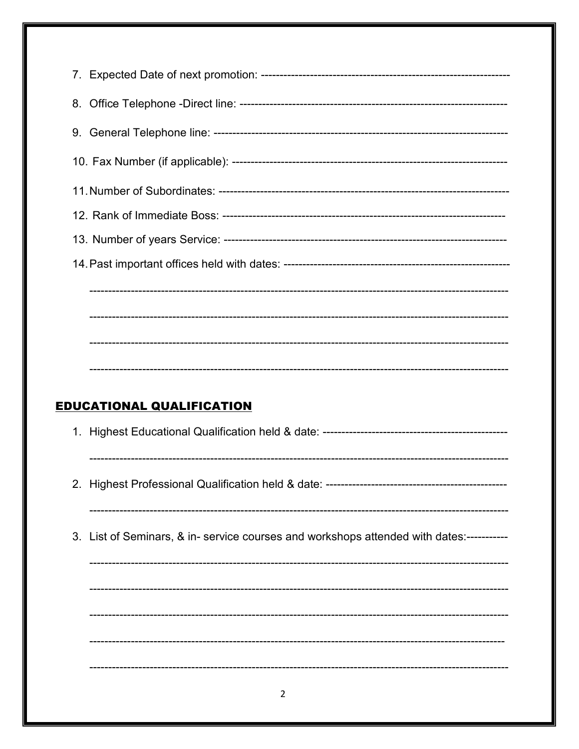7. Expected Date of next promotion: ------------------------------------------------------------------

8. Office Telephone -Direct line: ---------------------------------------------------------------------

9. General Telephone line: ---------------------------------------------------------------------------

10. Fax Number (if applicable): ----------------------------------------------------------------------

11. Number of Subordinates: -------------------------------------------------------------------------

12. Rank of Immediate Boss: -----------------------------------------------------------------------

13. Number of years Service: ----------------------------------------------------------------------

14. Past important offices held with dates: ------------------------------------------------------------

    ------------------------------------------------------------------------------------------------------------

    ------------------------------------------------------------------------------------------------------------

    ------------------------------------------------------------------------------------------------------------

    ------------------------------------------------------------------------------------------------------------

## EDUCATIONAL QUALIFICATION

1. Highest Educational Qualification held & date: -----------------------------------------------

    ------------------------------------------------------------------------------------------------------------

2. Highest Professional Qualification held & date: ----------------------------------------------

    ------------------------------------------------------------------------------------------------------------

3. List of Seminars, & in- service courses and workshops attended with dates:-----------

    ------------------------------------------------------------------------------------------------------------

    ------------------------------------------------------------------------------------------------------------

    ------------------------------------------------------------------------------------------------------------

    ------------------------------------------------------------------------------------------------------------

    ------------------------------------------------------------------------------------------------------------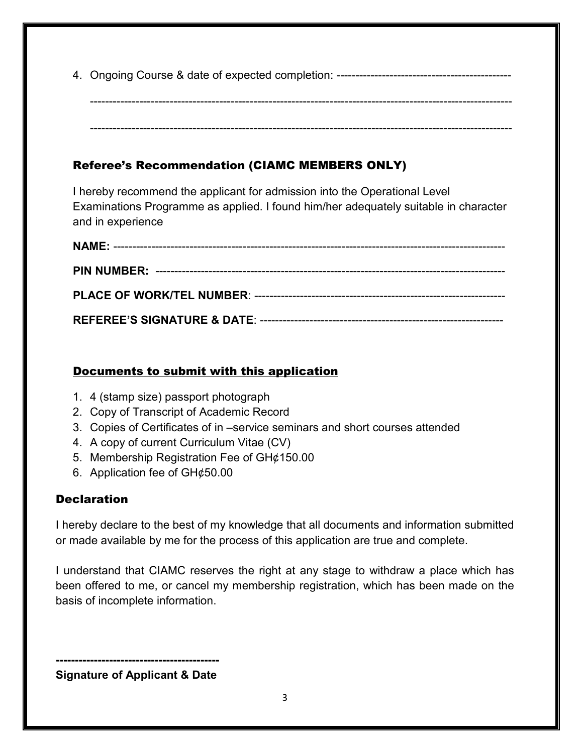4. Ongoing Course & date of expected completion: ---------------------------------------------

    -----------------------------------------------------------------------------------------------------------

    -----------------------------------------------------------------------------------------------------------

### Referee's Recommendation (CIAMC MEMBERS ONLY)

I hereby recommend the applicant for admission into the Operational Level Examinations Programme as applied. I found him/her adequately suitable in character and in experience

**NAME:** ----------------------------------------------------------------------------------------------------

**PIN NUMBER:** ------------------------------------------------------------------------------------------

**PLACE OF WORK/TEL NUMBER**: ------------------------------------------------------------------

**REFEREE'S SIGNATURE & DATE**: ---------------------------------------------------------------

### Documents to submit with this application

1. 4 (stamp size) passport photograph
2. Copy of Transcript of Academic Record
3. Copies of Certificates of in –service seminars and short courses attended
4. A copy of current Curriculum Vitae (CV)
5. Membership Registration Fee of GH¢150.00
6. Application fee of GH¢50.00

### Declaration

I hereby declare to the best of my knowledge that all documents and information submitted or made available by me for the process of this application are true and complete.

I understand that CIAMC reserves the right at any stage to withdraw a place which has been offered to me, or cancel my membership registration, which has been made on the basis of incomplete information.

**-----------------------------------------**

**Signature of Applicant & Date**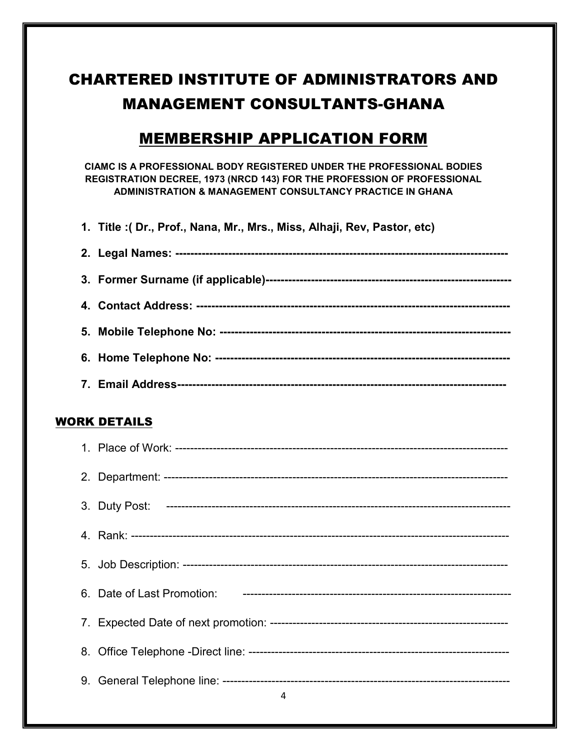# CHARTERED INSTITUTE OF ADMINISTRATORS AND MANAGEMENT CONSULTANTS-GHANA

## MEMBERSHIP APPLICATION FORM

**CIAMC IS A PROFESSIONAL BODY REGISTERED UNDER THE PROFESSIONAL BODIES REGISTRATION DECREE, 1973 (NRCD 143) FOR THE PROFESSION OF PROFESSIONAL ADMINISTRATION & MANAGEMENT CONSULTANCY PRACTICE IN GHANA**

1. **Title :( Dr., Prof., Nana, Mr., Mrs., Miss, Alhaji, Rev, Pastor, etc)**
2. **Legal Names: ----------------------------------------------------------------------------------------**
3. **Former Surname (if applicable)---------------------------------------------------------------**
4. **Contact Address: ------------------------------------------------------------------------------**
5. **Mobile Telephone No: ------------------------------------------------------------------------**
6. **Home Telephone No: --------------------------------------------------------------------------**
7. **Email Address-------------------------------------------------------------------------------------**

## WORK DETAILS

1. Place of Work: ------------------------------------------------------------------------------------
2. Department: --------------------------------------------------------------------------------------
3. Duty Post: -------------------------------------------------------------------------------------------
4. Rank: --------------------------------------------------------------------------------------------------
5. Job Description: ----------------------------------------------------------------------------------
6. Date of Last Promotion: -----------------------------------------------------------------------
7. Expected Date of next promotion: --------------------------------------------------------------
8. Office Telephone -Direct line: ---------------------------------------------------------------------
9. General Telephone line: -------------------------------------------------------------------------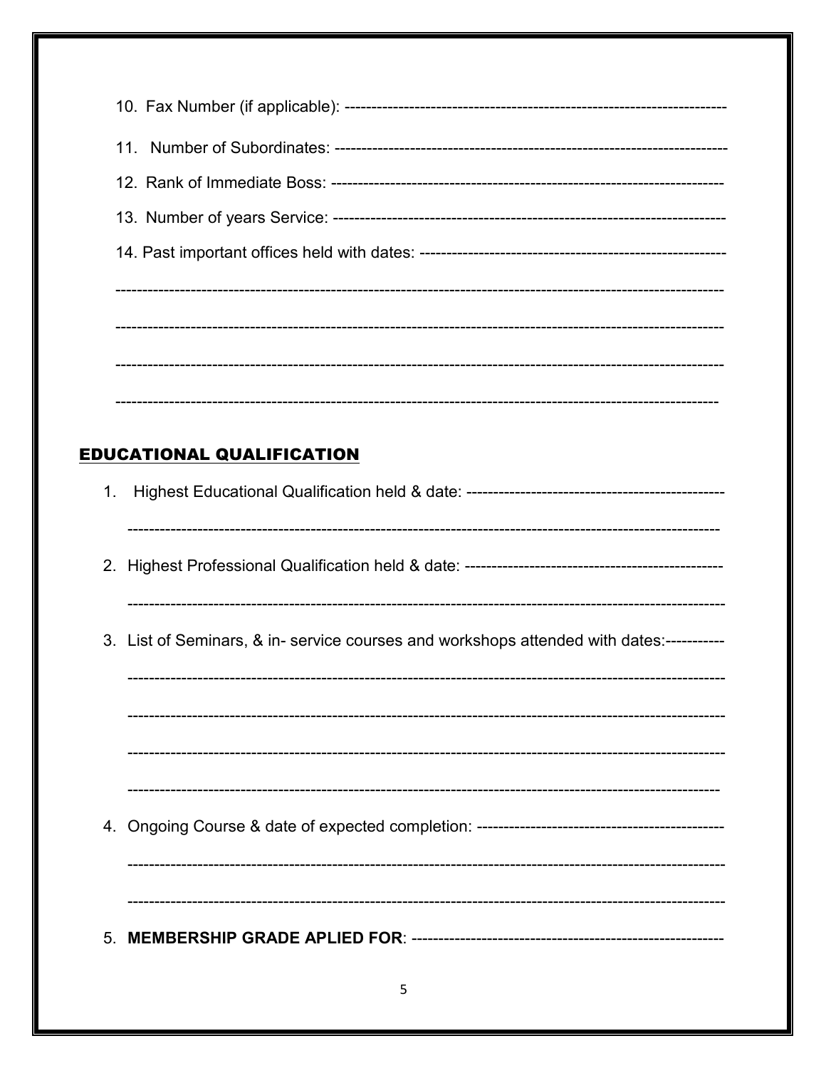10. Fax Number (if applicable): ----------------------------------------------------------------------

11. Number of Subordinates: ----------------------------------------------------------------------

12. Rank of Immediate Boss: ----------------------------------------------------------------------

13. Number of years Service: ----------------------------------------------------------------------

14. Past important offices held with dates: ---------------------------------------------------------

-----------------------------------------------------------------------------------------------------------

-----------------------------------------------------------------------------------------------------------

-----------------------------------------------------------------------------------------------------------

-----------------------------------------------------------------------------------------------------------

## EDUCATIONAL QUALIFICATION

1. Highest Educational Qualification held & date: ------------------------------------------------

   -----------------------------------------------------------------------------------------------------------

2. Highest Professional Qualification held & date: ------------------------------------------------

   -----------------------------------------------------------------------------------------------------------

3. List of Seminars, & in- service courses and workshops attended with dates:-----------

   -----------------------------------------------------------------------------------------------------------

   -----------------------------------------------------------------------------------------------------------

   -----------------------------------------------------------------------------------------------------------

   -----------------------------------------------------------------------------------------------------------

4. Ongoing Course & date of expected completion: ----------------------------------------------

   -----------------------------------------------------------------------------------------------------------

   -----------------------------------------------------------------------------------------------------------

5. **MEMBERSHIP GRADE APLIED FOR**: ---------------------------------------------------------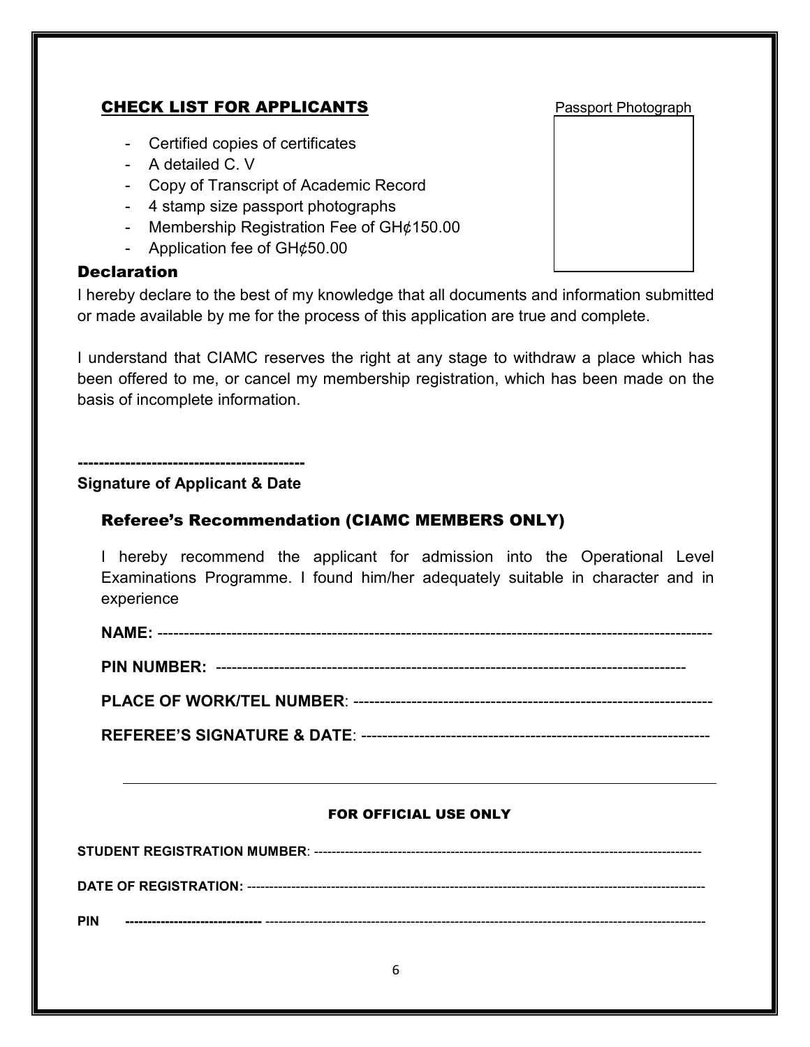## CHECK LIST FOR APPLICANTS

Passport Photograph

- Certified copies of certificates
- A detailed C. V
- Copy of Transcript of Academic Record
- 4 stamp size passport photographs
- Membership Registration Fee of GH¢150.00
- Application fee of GH¢50.00

### Declaration

I hereby declare to the best of my knowledge that all documents and information submitted or made available by me for the process of this application are true and complete.

I understand that CIAMC reserves the right at any stage to withdraw a place which has been offered to me, or cancel my membership registration, which has been made on the basis of incomplete information.

-------------------------------------------

**Signature of Applicant & Date**

### Referee's Recommendation (CIAMC MEMBERS ONLY)

I hereby recommend the applicant for admission into the Operational Level Examinations Programme. I found him/her adequately suitable in character and in experience

**NAME:** -----------------------------------------------------------------------------------------------------

**PIN NUMBER:** -------------------------------------------------------------------------------------

**PLACE OF WORK/TEL NUMBER**: -----------------------------------------------------------------

**REFEREE'S SIGNATURE & DATE**: ----------------------------------------------------------------

---

**FOR OFFICIAL USE ONLY**

**STUDENT REGISTRATION MUMBER**: --------------------------------------------------------------------------------------

**DATE OF REGISTRATION:** ----------------------------------------------------------------------------------------------------

**PIN** **------------------------------** ----------------------------------------------------------------------------------------------------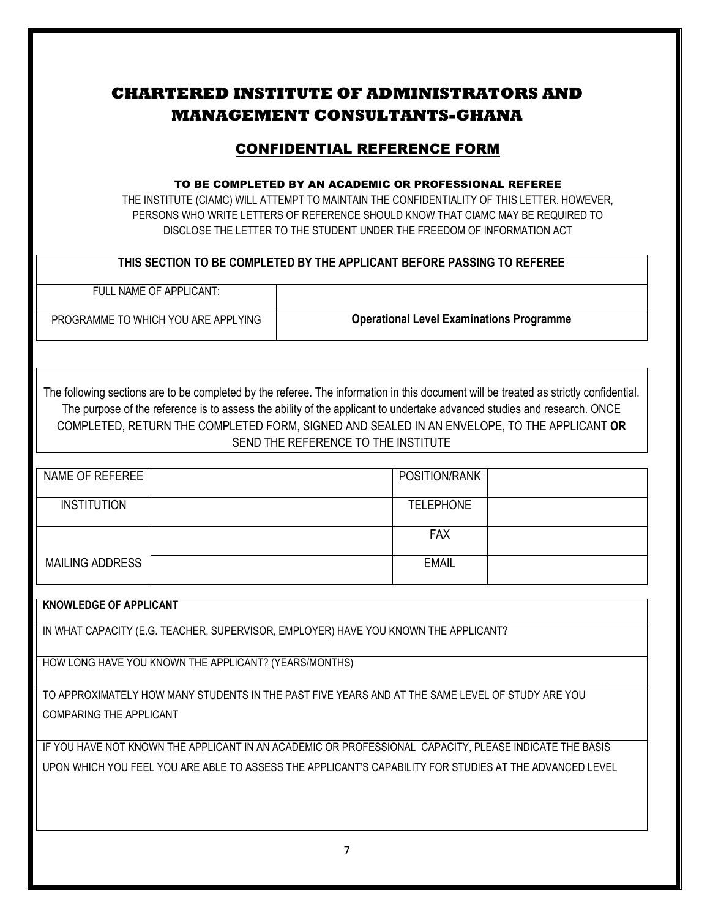# CHARTERED INSTITUTE OF ADMINISTRATORS AND MANAGEMENT CONSULTANTS-GHANA

## CONFIDENTIAL REFERENCE FORM

**TO BE COMPLETED BY AN ACADEMIC OR PROFESSIONAL REFEREE**

THE INSTITUTE (CIAMC) WILL ATTEMPT TO MAINTAIN THE CONFIDENTIALITY OF THIS LETTER. HOWEVER, PERSONS WHO WRITE LETTERS OF REFERENCE SHOULD KNOW THAT CIAMC MAY BE REQUIRED TO DISCLOSE THE LETTER TO THE STUDENT UNDER THE FREEDOM OF INFORMATION ACT

| THIS SECTION TO BE COMPLETED BY THE APPLICANT BEFORE PASSING TO REFEREE | |
|---|---|
| FULL NAME OF APPLICANT: | |
| PROGRAMME TO WHICH YOU ARE APPLYING | **Operational Level Examinations Programme** |

The following sections are to be completed by the referee. The information in this document will be treated as strictly confidential. The purpose of the reference is to assess the ability of the applicant to undertake advanced studies and research. ONCE COMPLETED, RETURN THE COMPLETED FORM, SIGNED AND SEALED IN AN ENVELOPE, TO THE APPLICANT **OR** SEND THE REFERENCE TO THE INSTITUTE

| | | | |
|---|---|---|---|
| NAME OF REFEREE | | POSITION/RANK | |
| INSTITUTION | | TELEPHONE | |
| MAILING ADDRESS | | FAX | |
| | | EMAIL | |

| **KNOWLEDGE OF APPLICANT** |
|---|
| IN WHAT CAPACITY (E.G. TEACHER, SUPERVISOR, EMPLOYER) HAVE YOU KNOWN THE APPLICANT? |
| HOW LONG HAVE YOU KNOWN THE APPLICANT? (YEARS/MONTHS) |
| TO APPROXIMATELY HOW MANY STUDENTS IN THE PAST FIVE YEARS AND AT THE SAME LEVEL OF STUDY ARE YOU COMPARING THE APPLICANT |
| IF YOU HAVE NOT KNOWN THE APPLICANT IN AN ACADEMIC OR PROFESSIONAL CAPACITY, PLEASE INDICATE THE BASIS UPON WHICH YOU FEEL YOU ARE ABLE TO ASSESS THE APPLICANT'S CAPABILITY FOR STUDIES AT THE ADVANCED LEVEL |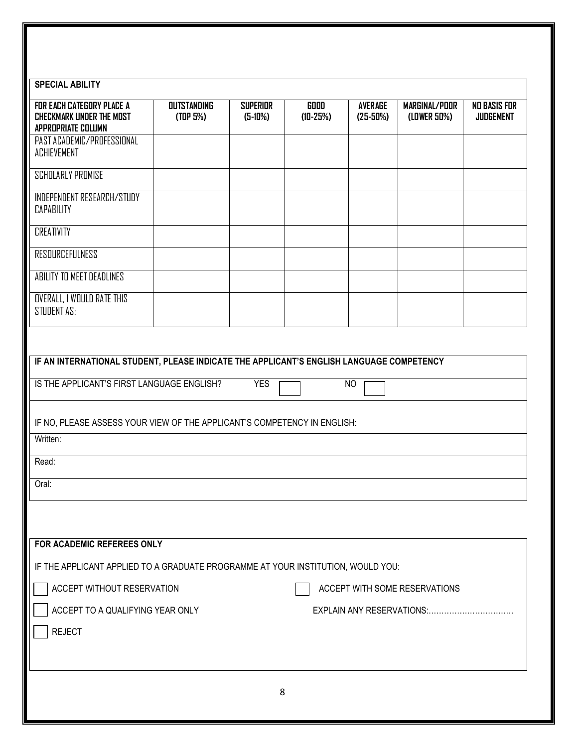| SPECIAL ABILITY | | | | | | |
|---|---|---|---|---|---|---|
| **FOR EACH CATEGORY PLACE A CHECKMARK UNDER THE MOST APPROPRIATE COLUMN** | **OUTSTANDING (TOP 5%)** | **SUPERIOR (5-10%)** | **GOOD (10-25%)** | **AVERAGE (25-50%)** | **MARGINAL/POOR (LOWER 50%)** | **NO BASIS FOR JUDGEMENT** |
| PAST ACADEMIC/PROFESSIONAL ACHIEVEMENT | | | | | | |
| SCHOLARLY PROMISE | | | | | | |
| INDEPENDENT RESEARCH/STUDY CAPABILITY | | | | | | |
| CREATIVITY | | | | | | |
| RESOURCEFULNESS | | | | | | |
| ABILITY TO MEET DEADLINES | | | | | | |
| OVERALL, I WOULD RATE THIS STUDENT AS: | | | | | | |

**IF AN INTERNATIONAL STUDENT, PLEASE INDICATE THE APPLICANT'S ENGLISH LANGUAGE COMPETENCY**

IS THE APPLICANT'S FIRST LANGUAGE ENGLISH? YES ☐ NO ☐

IF NO, PLEASE ASSESS YOUR VIEW OF THE APPLICANT'S COMPETENCY IN ENGLISH:

Written:

Read:

Oral:

**FOR ACADEMIC REFEREES ONLY**

IF THE APPLICANT APPLIED TO A GRADUATE PROGRAMME AT YOUR INSTITUTION, WOULD YOU:

☐ ACCEPT WITHOUT RESERVATION

☐ ACCEPT WITH SOME RESERVATIONS

☐ ACCEPT TO A QUALIFYING YEAR ONLY

EXPLAIN ANY RESERVATIONS:…………………………….

☐ REJECT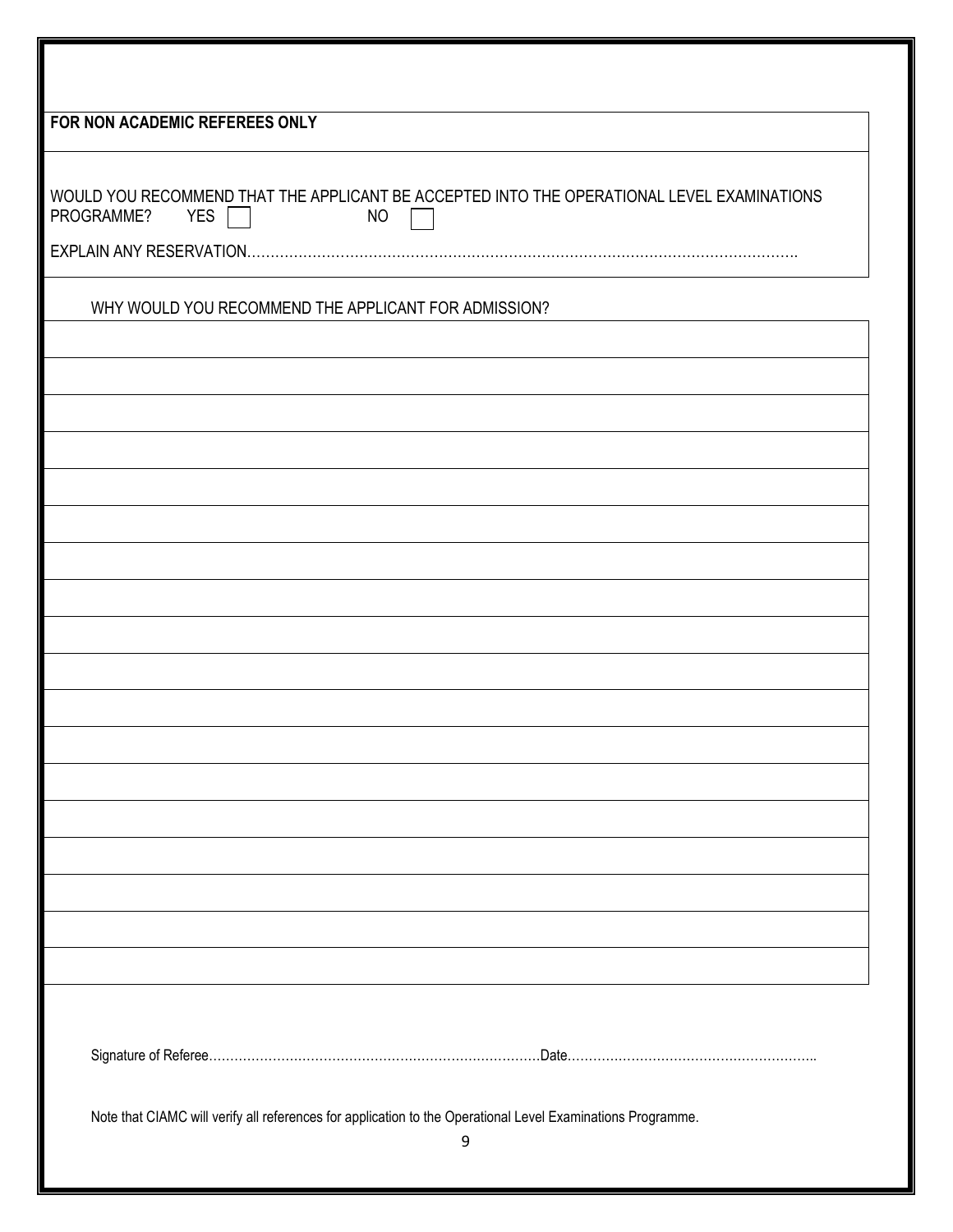**FOR NON ACADEMIC REFEREES ONLY**

WOULD YOU RECOMMEND THAT THE APPLICANT BE ACCEPTED INTO THE OPERATIONAL LEVEL EXAMINATIONS PROGRAMME? YES ☐ NO ☐

EXPLAIN ANY RESERVATION………………………………………………………………………………………………………

WHY WOULD YOU RECOMMEND THE APPLICANT FOR ADMISSION?

Signature of Referee…………………………………………………………………Date…………………………………………………

Note that CIAMC will verify all references for application to the Operational Level Examinations Programme.